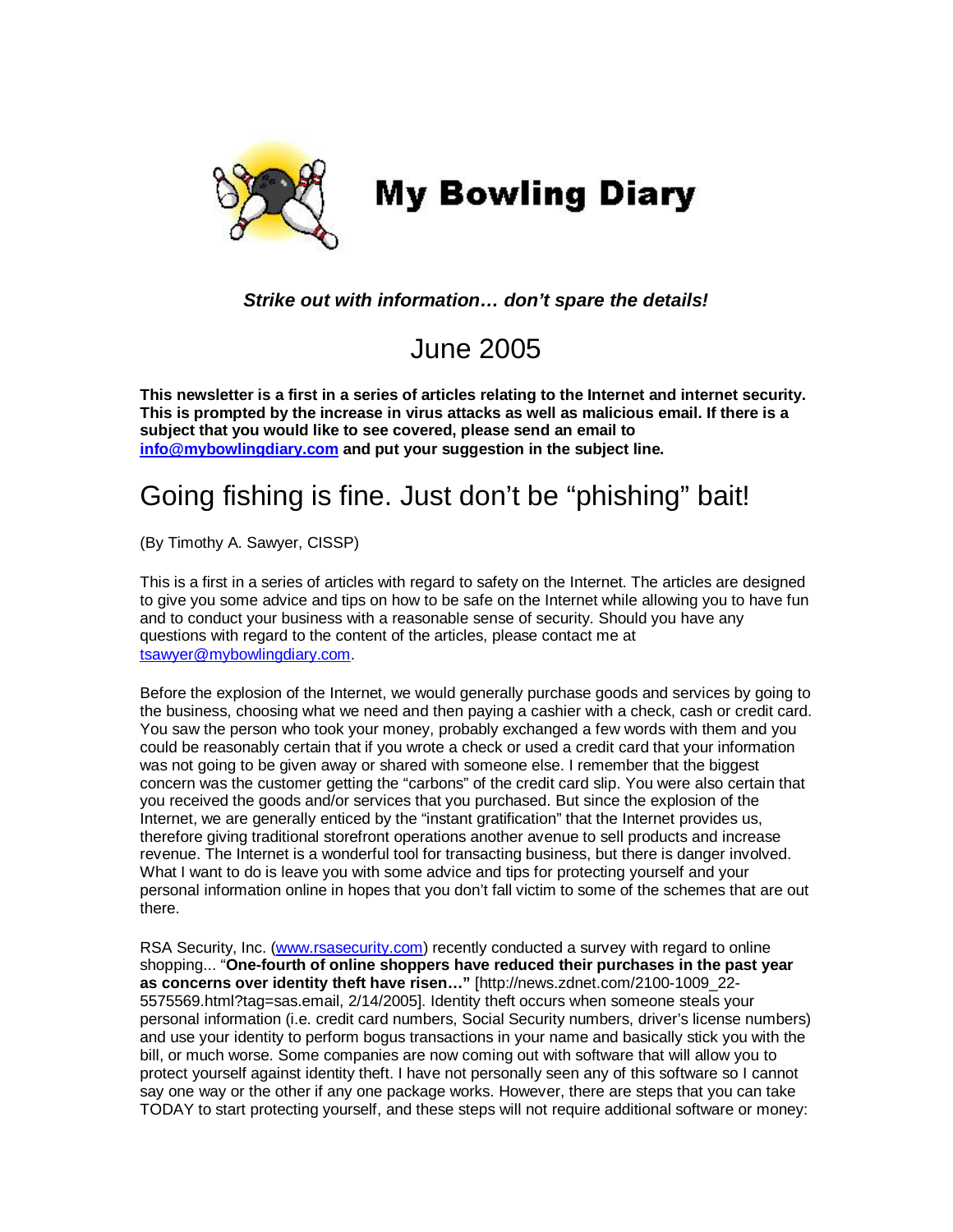# My Bowling Diary

***Strike out with information… don't spare the details!***

## June 2005

**This newsletter is a first in a series of articles relating to the Internet and internet security. This is prompted by the increase in virus attacks as well as malicious email. If there is a subject that you would like to see covered, please send an email to info@mybowlingdiary.com and put your suggestion in the subject line.**

# Going fishing is fine. Just don't be "phishing" bait!

(By Timothy A. Sawyer, CISSP)

This is a first in a series of articles with regard to safety on the Internet. The articles are designed to give you some advice and tips on how to be safe on the Internet while allowing you to have fun and to conduct your business with a reasonable sense of security. Should you have any questions with regard to the content of the articles, please contact me at tsawyer@mybowlingdiary.com.

Before the explosion of the Internet, we would generally purchase goods and services by going to the business, choosing what we need and then paying a cashier with a check, cash or credit card. You saw the person who took your money, probably exchanged a few words with them and you could be reasonably certain that if you wrote a check or used a credit card that your information was not going to be given away or shared with someone else. I remember that the biggest concern was the customer getting the "carbons" of the credit card slip. You were also certain that you received the goods and/or services that you purchased. But since the explosion of the Internet, we are generally enticed by the "instant gratification" that the Internet provides us, therefore giving traditional storefront operations another avenue to sell products and increase revenue. The Internet is a wonderful tool for transacting business, but there is danger involved. What I want to do is leave you with some advice and tips for protecting yourself and your personal information online in hopes that you don't fall victim to some of the schemes that are out there.

RSA Security, Inc. (www.rsasecurity.com) recently conducted a survey with regard to online shopping... "**One-fourth of online shoppers have reduced their purchases in the past year as concerns over identity theft have risen…"** [http://news.zdnet.com/2100-1009_22-5575569.html?tag=sas.email, 2/14/2005]. Identity theft occurs when someone steals your personal information (i.e. credit card numbers, Social Security numbers, driver's license numbers) and use your identity to perform bogus transactions in your name and basically stick you with the bill, or much worse. Some companies are now coming out with software that will allow you to protect yourself against identity theft. I have not personally seen any of this software so I cannot say one way or the other if any one package works. However, there are steps that you can take TODAY to start protecting yourself, and these steps will not require additional software or money: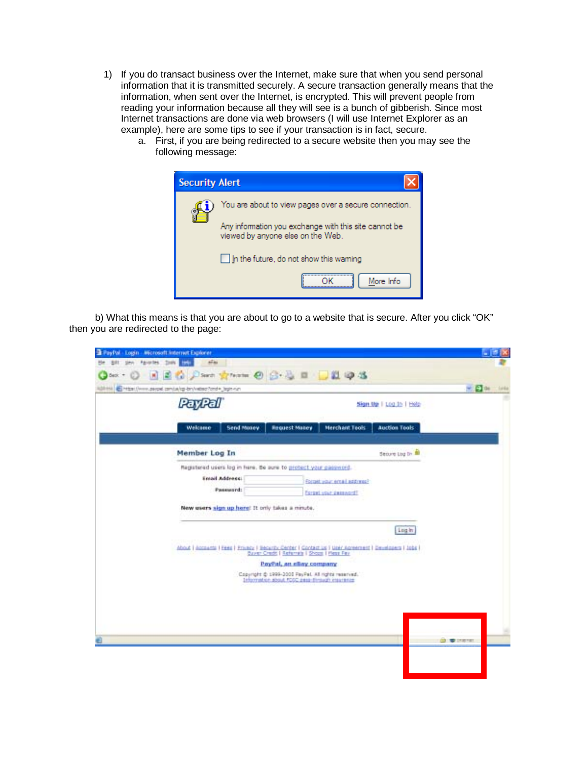1) If you do transact business over the Internet, make sure that when you send personal information that it is transmitted securely. A secure transaction generally means that the information, when sent over the Internet, is encrypted. This will prevent people from reading your information because all they will see is a bunch of gibberish. Since most Internet transactions are done via web browsers (I will use Internet Explorer as an example), here are some tips to see if your transaction is in fact, secure.
    a. First, if you are being redirected to a secure website then you may see the following message:

b) What this means is that you are about to go to a website that is secure. After you click "OK" then you are redirected to the page: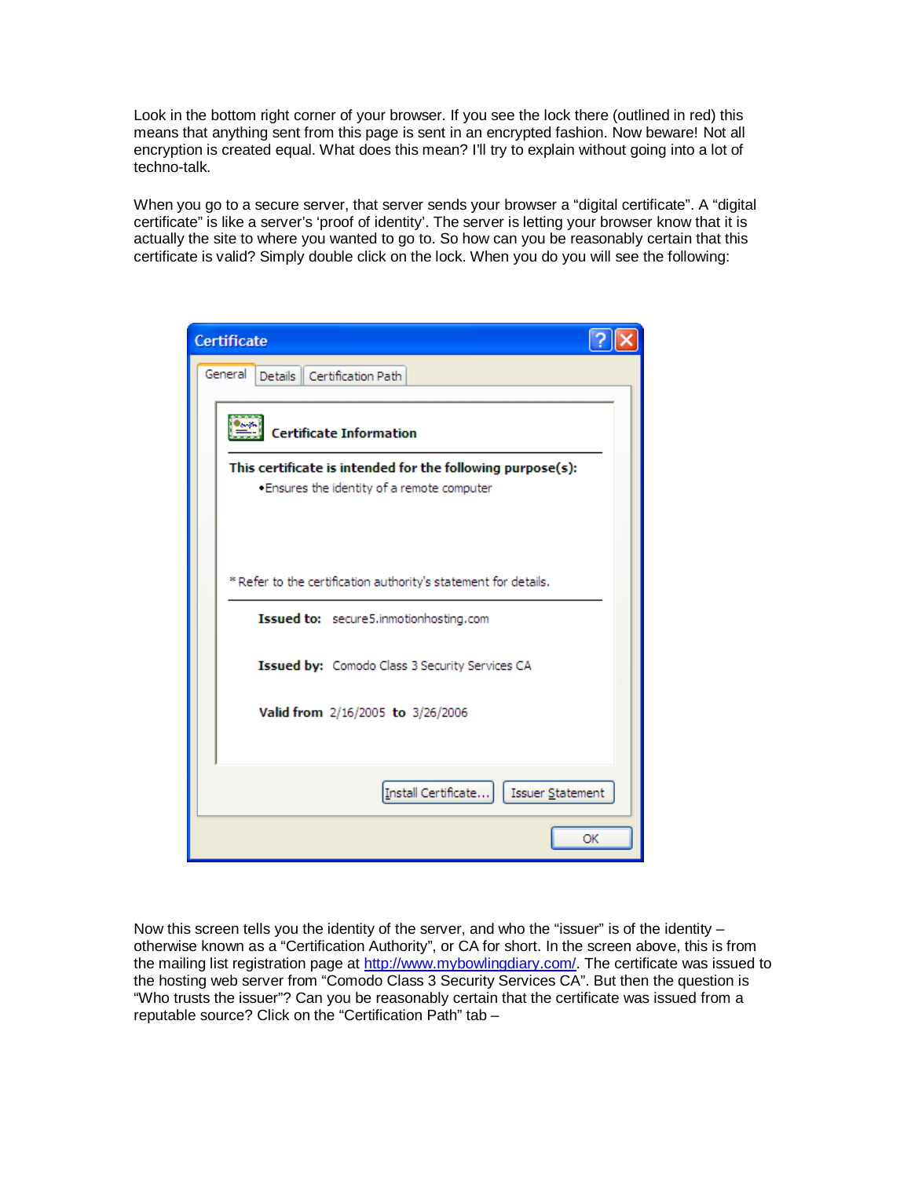Look in the bottom right corner of your browser. If you see the lock there (outlined in red) this means that anything sent from this page is sent in an encrypted fashion. Now beware! Not all encryption is created equal. What does this mean? I'll try to explain without going into a lot of techno-talk.

When you go to a secure server, that server sends your browser a "digital certificate". A "digital certificate" is like a server's 'proof of identity'. The server is letting your browser know that it is actually the site to where you wanted to go to. So how can you be reasonably certain that this certificate is valid? Simply double click on the lock. When you do you will see the following:

**Certificate**

General | Details | Certification Path

**Certificate Information**

**This certificate is intended for the following purpose(s):**

- Ensures the identity of a remote computer

\* Refer to the certification authority's statement for details.

**Issued to:** secure5.inmotionhosting.com

**Issued by:** Comodo Class 3 Security Services CA

**Valid from** 2/16/2005 **to** 3/26/2006

Install Certificate... | Issuer Statement

OK

Now this screen tells you the identity of the server, and who the "issuer" is of the identity – otherwise known as a "Certification Authority", or CA for short. In the screen above, this is from the mailing list registration page at [http://www.mybowlingdiary.com/](http://www.mybowlingdiary.com/). The certificate was issued to the hosting web server from "Comodo Class 3 Security Services CA". But then the question is "Who trusts the issuer"? Can you be reasonably certain that the certificate was issued from a reputable source? Click on the "Certification Path" tab –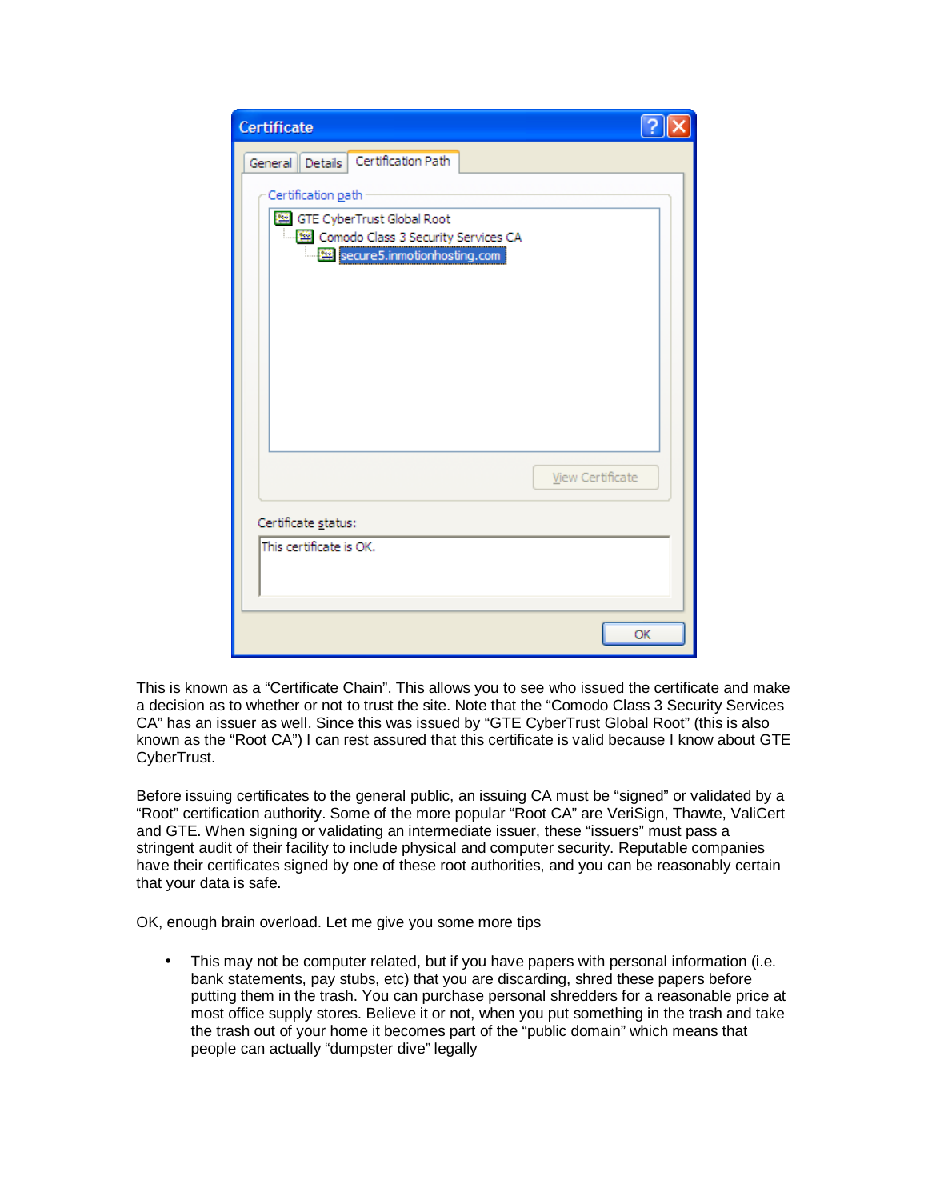This is known as a “Certificate Chain”. This allows you to see who issued the certificate and make a decision as to whether or not to trust the site. Note that the “Comodo Class 3 Security Services CA” has an issuer as well. Since this was issued by “GTE CyberTrust Global Root” (this is also known as the “Root CA”) I can rest assured that this certificate is valid because I know about GTE CyberTrust.

Before issuing certificates to the general public, an issuing CA must be “signed” or validated by a “Root” certification authority. Some of the more popular “Root CA” are VeriSign, Thawte, ValiCert and GTE. When signing or validating an intermediate issuer, these “issuers” must pass a stringent audit of their facility to include physical and computer security. Reputable companies have their certificates signed by one of these root authorities, and you can be reasonably certain that your data is safe.

OK, enough brain overload. Let me give you some more tips

- This may not be computer related, but if you have papers with personal information (i.e. bank statements, pay stubs, etc) that you are discarding, shred these papers before putting them in the trash. You can purchase personal shredders for a reasonable price at most office supply stores. Believe it or not, when you put something in the trash and take the trash out of your home it becomes part of the “public domain” which means that people can actually “dumpster dive” legally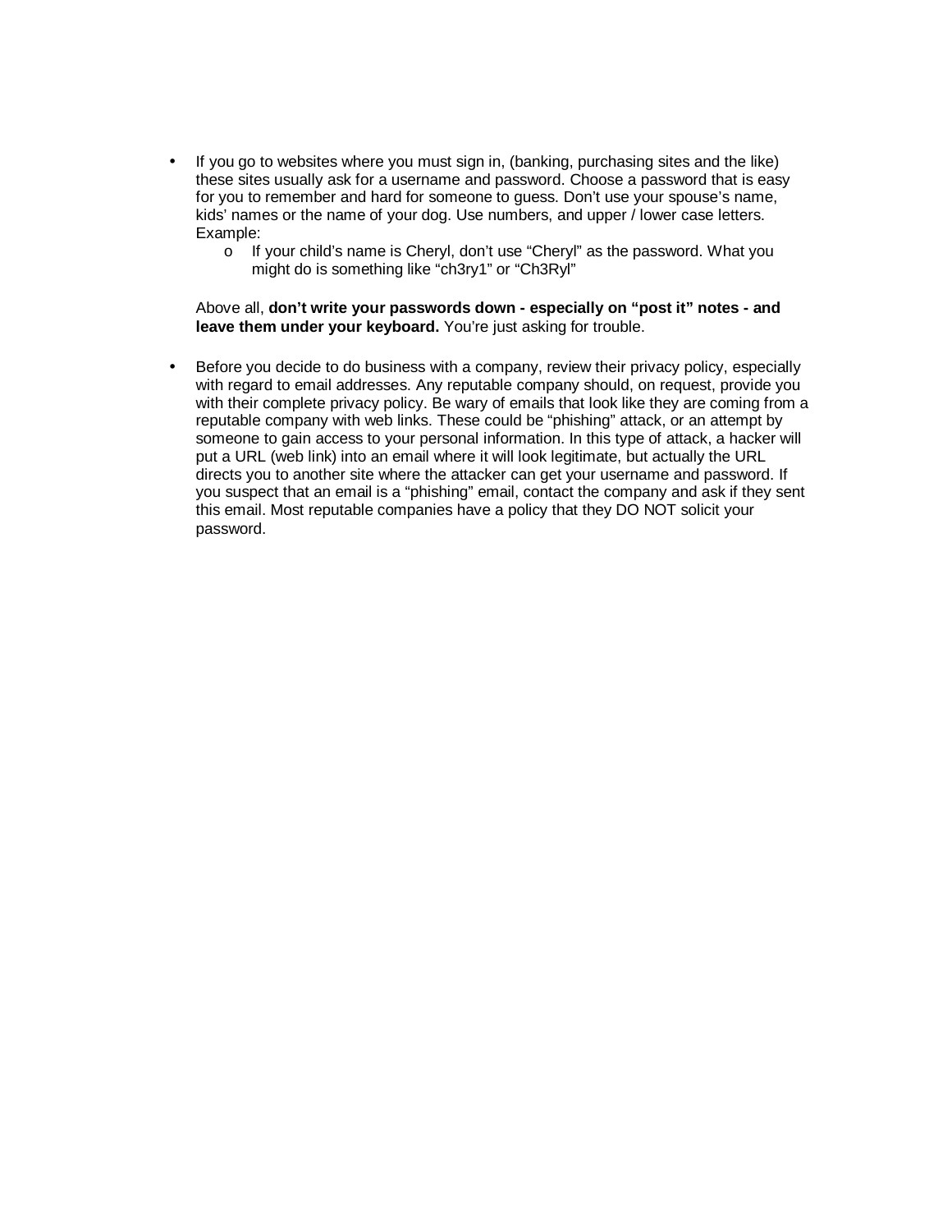- If you go to websites where you must sign in, (banking, purchasing sites and the like) these sites usually ask for a username and password. Choose a password that is easy for you to remember and hard for someone to guess. Don't use your spouse's name, kids' names or the name of your dog. Use numbers, and upper / lower case letters. Example:
    - If your child's name is Cheryl, don't use "Cheryl" as the password. What you might do is something like "ch3ry1" or "Ch3Ryl"

  Above all, **don't write your passwords down - especially on "post it" notes - and leave them under your keyboard.** You're just asking for trouble.

- Before you decide to do business with a company, review their privacy policy, especially with regard to email addresses. Any reputable company should, on request, provide you with their complete privacy policy. Be wary of emails that look like they are coming from a reputable company with web links. These could be "phishing" attack, or an attempt by someone to gain access to your personal information. In this type of attack, a hacker will put a URL (web link) into an email where it will look legitimate, but actually the URL directs you to another site where the attacker can get your username and password. If you suspect that an email is a "phishing" email, contact the company and ask if they sent this email. Most reputable companies have a policy that they DO NOT solicit your password.